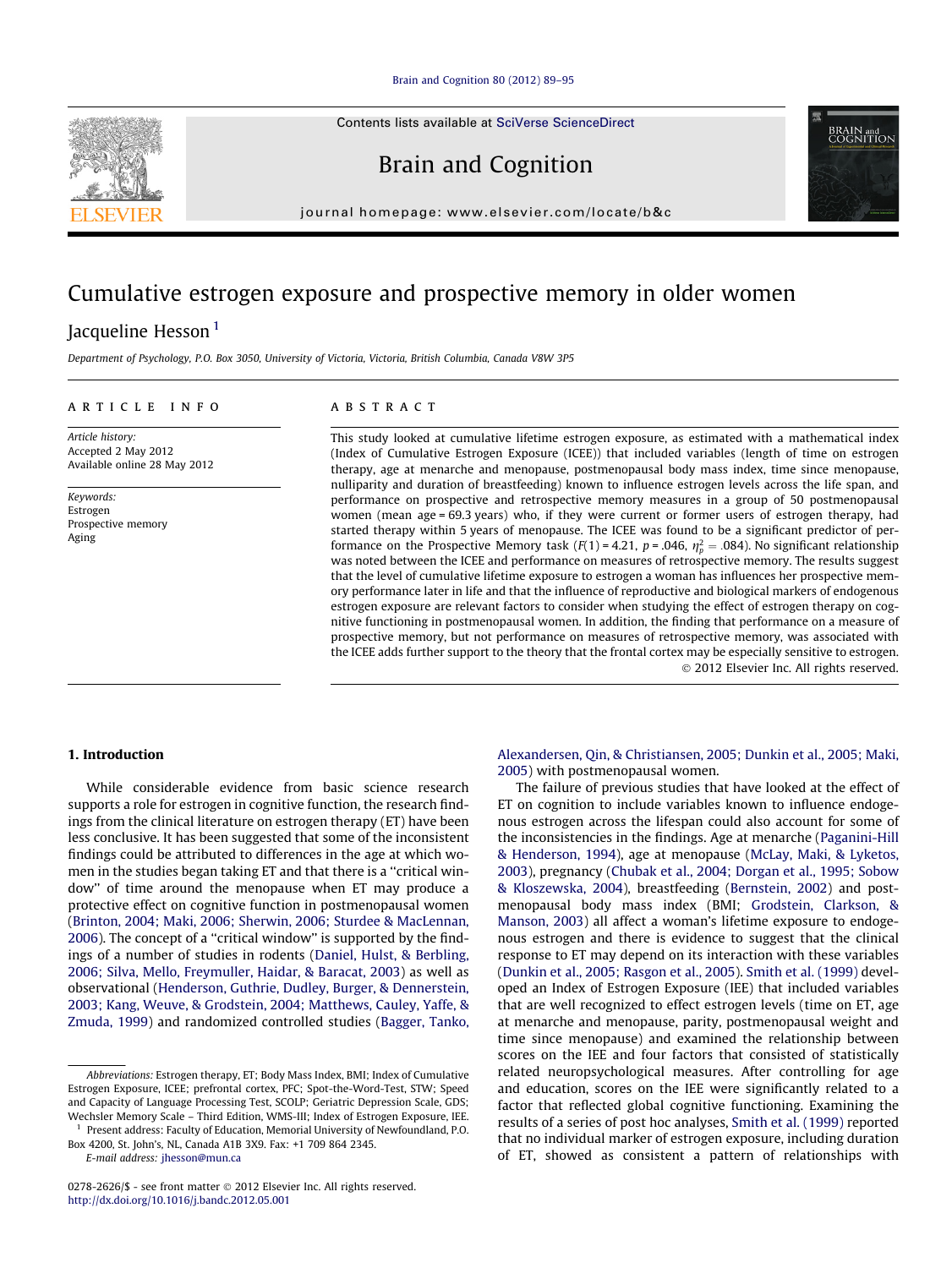# Cumulative estrogen exposure and prospective memory in older women

Jacqueline Hesson [1]

Department of Psychology, P.O. Box 3050, University of Victoria, Victoria, British Columbia, Canada V8W 3P5

**ARTICLE INFO**

*Article history:*
Accepted 2 May 2012
Available online 28 May 2012

*Keywords:*
Estrogen
Prospective memory
Aging

**ABSTRACT**

This study looked at cumulative lifetime estrogen exposure, as estimated with a mathematical index (Index of Cumulative Estrogen Exposure (ICEE)) that included variables (length of time on estrogen therapy, age at menarche and menopause, postmenopausal body mass index, time since menopause, nulliparity and duration of breastfeeding) known to influence estrogen levels across the life span, and performance on prospective and retrospective memory measures in a group of 50 postmenopausal women (mean age = 69.3 years) who, if they were current or former users of estrogen therapy, had started therapy within 5 years of menopause. The ICEE was found to be a significant predictor of performance on the Prospective Memory task ($F(1) = 4.21$, $p = .046$, $\eta_p^2 = .084$). No significant relationship was noted between the ICEE and performance on measures of retrospective memory. The results suggest that the level of cumulative lifetime exposure to estrogen a woman has influences her prospective memory performance later in life and that the influence of reproductive and biological markers of endogenous estrogen exposure are relevant factors to consider when studying the effect of estrogen therapy on cognitive functioning in postmenopausal women. In addition, the finding that performance on a measure of prospective memory, but not performance on measures of retrospective memory, was associated with the ICEE adds further support to the theory that the frontal cortex may be especially sensitive to estrogen.

© 2012 Elsevier Inc. All rights reserved.

## 1. Introduction

While considerable evidence from basic science research supports a role for estrogen in cognitive function, the research findings from the clinical literature on estrogen therapy (ET) have been less conclusive. It has been suggested that some of the inconsistent findings could be attributed to differences in the age at which women in the studies began taking ET and that there is a "critical window" of time around the menopause when ET may produce a protective effect on cognitive function in postmenopausal women (Brinton, 2004; Maki, 2006; Sherwin, 2006; Sturdee & MacLennan, 2006). The concept of a "critical window" is supported by the findings of a number of studies in rodents (Daniel, Hulst, & Berbling, 2006; Silva, Mello, Freymuller, Haidar, & Baracat, 2003) as well as observational (Henderson, Guthrie, Dudley, Burger, & Dennerstein, 2003; Kang, Weuve, & Grodstein, 2004; Matthews, Cauley, Yaffe, & Zmuda, 1999) and randomized controlled studies (Bagger, Tanko, Alexandersen, Qin, & Christiansen, 2005; Dunkin et al., 2005; Maki, 2005) with postmenopausal women.

The failure of previous studies that have looked at the effect of ET on cognition to include variables known to influence endogenous estrogen across the lifespan could also account for some of the inconsistencies in the findings. Age at menarche (Paganini-Hill & Henderson, 1994), age at menopause (McLay, Maki, & Lyketos, 2003), pregnancy (Chubak et al., 2004; Dorgan et al., 1995; Sobow & Kloszewska, 2004), breastfeeding (Bernstein, 2002) and postmenopausal body mass index (BMI; Grodstein, Clarkson, & Manson, 2003) all affect a woman's lifetime exposure to endogenous estrogen and there is evidence to suggest that the clinical response to ET may depend on its interaction with these variables (Dunkin et al., 2005; Rasgon et al., 2005). Smith et al. (1999) developed an Index of Estrogen Exposure (IEE) that included variables that are well recognized to effect estrogen levels (time on ET, age at menarche and menopause, parity, postmenopausal weight and time since menopause) and examined the relationship between scores on the IEE and four factors that consisted of statistically related neuropsychological measures. After controlling for age and education, scores on the IEE were significantly related to a factor that reflected global cognitive functioning. Examining the results of a series of post hoc analyses, Smith et al. (1999) reported that no individual marker of estrogen exposure, including duration of ET, showed as consistent a pattern of relationships with

---

*Abbreviations:* Estrogen therapy, ET; Body Mass Index, BMI; Index of Cumulative Estrogen Exposure, ICEE; prefrontal cortex, PFC; Spot-the-Word-Test, STW; Speed and Capacity of Language Processing Test, SCOLP; Geriatric Depression Scale, GDS; Wechsler Memory Scale – Third Edition, WMS-III; Index of Estrogen Exposure, IEE.

[1] Present address: Faculty of Education, Memorial University of Newfoundland, P.O. Box 4200, St. John's, NL, Canada A1B 3X9. Fax: +1 709 864 2345.

*E-mail address:* jhesson@mun.ca

0278-2626/$ - see front matter © 2012 Elsevier Inc. All rights reserved.
http://dx.doi.org/10.1016/j.bandc.2012.05.001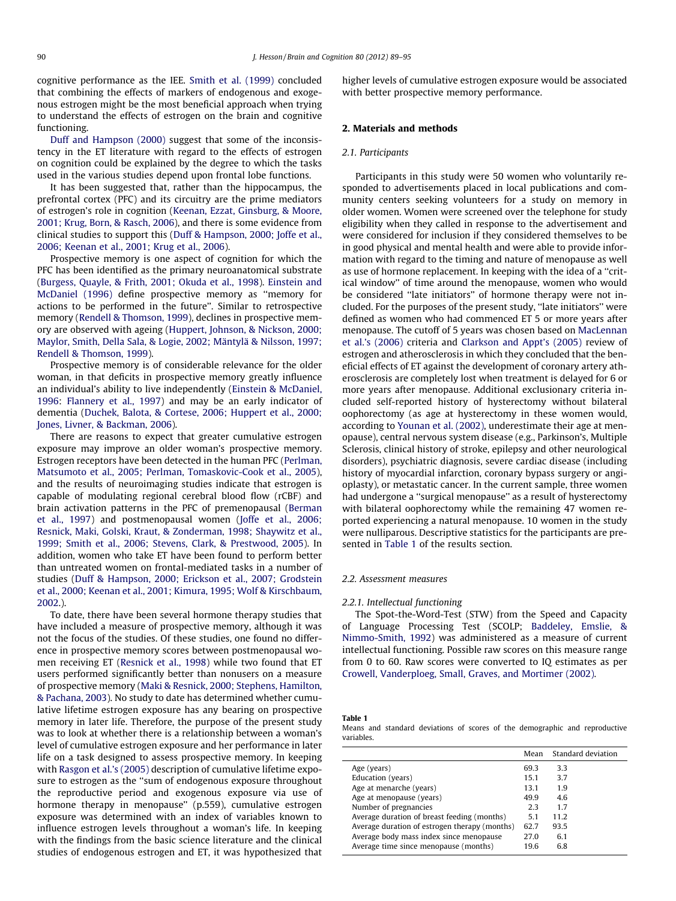cognitive performance as the IEE. Smith et al. (1999) concluded that combining the effects of markers of endogenous and exogenous estrogen might be the most beneficial approach when trying to understand the effects of estrogen on the brain and cognitive functioning.

Duff and Hampson (2000) suggest that some of the inconsistency in the ET literature with regard to the effects of estrogen on cognition could be explained by the degree to which the tasks used in the various studies depend upon frontal lobe functions.

It has been suggested that, rather than the hippocampus, the prefrontal cortex (PFC) and its circuitry are the prime mediators of estrogen's role in cognition (Keenan, Ezzat, Ginsburg, & Moore, 2001; Krug, Born, & Rasch, 2006), and there is some evidence from clinical studies to support this (Duff & Hampson, 2000; Joffe et al., 2006; Keenan et al., 2001; Krug et al., 2006).

Prospective memory is one aspect of cognition for which the PFC has been identified as the primary neuroanatomical substrate (Burgess, Quayle, & Frith, 2001; Okuda et al., 1998). Einstein and McDaniel (1996) define prospective memory as "memory for actions to be performed in the future". Similar to retrospective memory (Rendell & Thomson, 1999), declines in prospective memory are observed with ageing (Huppert, Johnson, & Nickson, 2000; Maylor, Smith, Della Sala, & Logie, 2002; Mäntylä & Nilsson, 1997; Rendell & Thomson, 1999).

Prospective memory is of considerable relevance for the older woman, in that deficits in prospective memory greatly influence an individual's ability to live independently (Einstein & McDaniel, 1996: Flannery et al., 1997) and may be an early indicator of dementia (Duchek, Balota, & Cortese, 2006; Huppert et al., 2000; Jones, Livner, & Backman, 2006).

There are reasons to expect that greater cumulative estrogen exposure may improve an older woman's prospective memory. Estrogen receptors have been detected in the human PFC (Perlman, Matsumoto et al., 2005; Perlman, Tomaskovic-Cook et al., 2005), and the results of neuroimaging studies indicate that estrogen is capable of modulating regional cerebral blood flow (rCBF) and brain activation patterns in the PFC of premenopausal (Berman et al., 1997) and postmenopausal women (Joffe et al., 2006; Resnick, Maki, Golski, Kraut, & Zonderman, 1998; Shaywitz et al., 1999; Smith et al., 2006; Stevens, Clark, & Prestwood, 2005). In addition, women who take ET have been found to perform better than untreated women on frontal-mediated tasks in a number of studies (Duff & Hampson, 2000; Erickson et al., 2007; Grodstein et al., 2000; Keenan et al., 2001; Kimura, 1995; Wolf & Kirschbaum, 2002.).

To date, there have been several hormone therapy studies that have included a measure of prospective memory, although it was not the focus of the studies. Of these studies, one found no difference in prospective memory scores between postmenopausal women receiving ET (Resnick et al., 1998) while two found that ET users performed significantly better than nonusers on a measure of prospective memory (Maki & Resnick, 2000; Stephens, Hamilton, & Pachana, 2003). No study to date has determined whether cumulative lifetime estrogen exposure has any bearing on prospective memory in later life. Therefore, the purpose of the present study was to look at whether there is a relationship between a woman's level of cumulative estrogen exposure and her performance in later life on a task designed to assess prospective memory. In keeping with Rasgon et al.'s (2005) description of cumulative lifetime exposure to estrogen as the "sum of endogenous exposure throughout the reproductive period and exogenous exposure via use of hormone therapy in menopause" (p.559), cumulative estrogen exposure was determined with an index of variables known to influence estrogen levels throughout a woman's life. In keeping with the findings from the basic science literature and the clinical studies of endogenous estrogen and ET, it was hypothesized that higher levels of cumulative estrogen exposure would be associated with better prospective memory performance.

## 2. Materials and methods

### 2.1. Participants

Participants in this study were 50 women who voluntarily responded to advertisements placed in local publications and community centers seeking volunteers for a study on memory in older women. Women were screened over the telephone for study eligibility when they called in response to the advertisement and were considered for inclusion if they considered themselves to be in good physical and mental health and were able to provide information with regard to the timing and nature of menopause as well as use of hormone replacement. In keeping with the idea of a "critical window" of time around the menopause, women who would be considered "late initiators" of hormone therapy were not included. For the purposes of the present study, "late initiators" were defined as women who had commenced ET 5 or more years after menopause. The cutoff of 5 years was chosen based on MacLennan et al.'s (2006) criteria and Clarkson and Appt's (2005) review of estrogen and atherosclerosis in which they concluded that the beneficial effects of ET against the development of coronary artery atherosclerosis are completely lost when treatment is delayed for 6 or more years after menopause. Additional exclusionary criteria included self-reported history of hysterectomy without bilateral oophorectomy (as age at hysterectomy in these women would, according to Younan et al. (2002), underestimate their age at menopause), central nervous system disease (e.g., Parkinson's, Multiple Sclerosis, clinical history of stroke, epilepsy and other neurological disorders), psychiatric diagnosis, severe cardiac disease (including history of myocardial infarction, coronary bypass surgery or angioplasty), or metastatic cancer. In the current sample, three women had undergone a "surgical menopause" as a result of hysterectomy with bilateral oophorectomy while the remaining 47 women reported experiencing a natural menopause. 10 women in the study were nulliparous. Descriptive statistics for the participants are presented in Table 1 of the results section.

### 2.2. Assessment measures

#### 2.2.1. Intellectual functioning

The Spot-the-Word-Test (STW) from the Speed and Capacity of Language Processing Test (SCOLP; Baddeley, Emslie, & Nimmo-Smith, 1992) was administered as a measure of current intellectual functioning. Possible raw scores on this measure range from 0 to 60. Raw scores were converted to IQ estimates as per Crowell, Vanderploeg, Small, Graves, and Mortimer (2002).

**Table 1**
Means and standard deviations of scores of the demographic and reproductive variables.

| | Mean | Standard deviation |
|---|---|---|
| Age (years) | 69.3 | 3.3 |
| Education (years) | 15.1 | 3.7 |
| Age at menarche (years) | 13.1 | 1.9 |
| Age at menopause (years) | 49.9 | 4.6 |
| Number of pregnancies | 2.3 | 1.7 |
| Average duration of breast feeding (months) | 5.1 | 11.2 |
| Average duration of estrogen therapy (months) | 62.7 | 93.5 |
| Average body mass index since menopause | 27.0 | 6.1 |
| Average time since menopause (months) | 19.6 | 6.8 |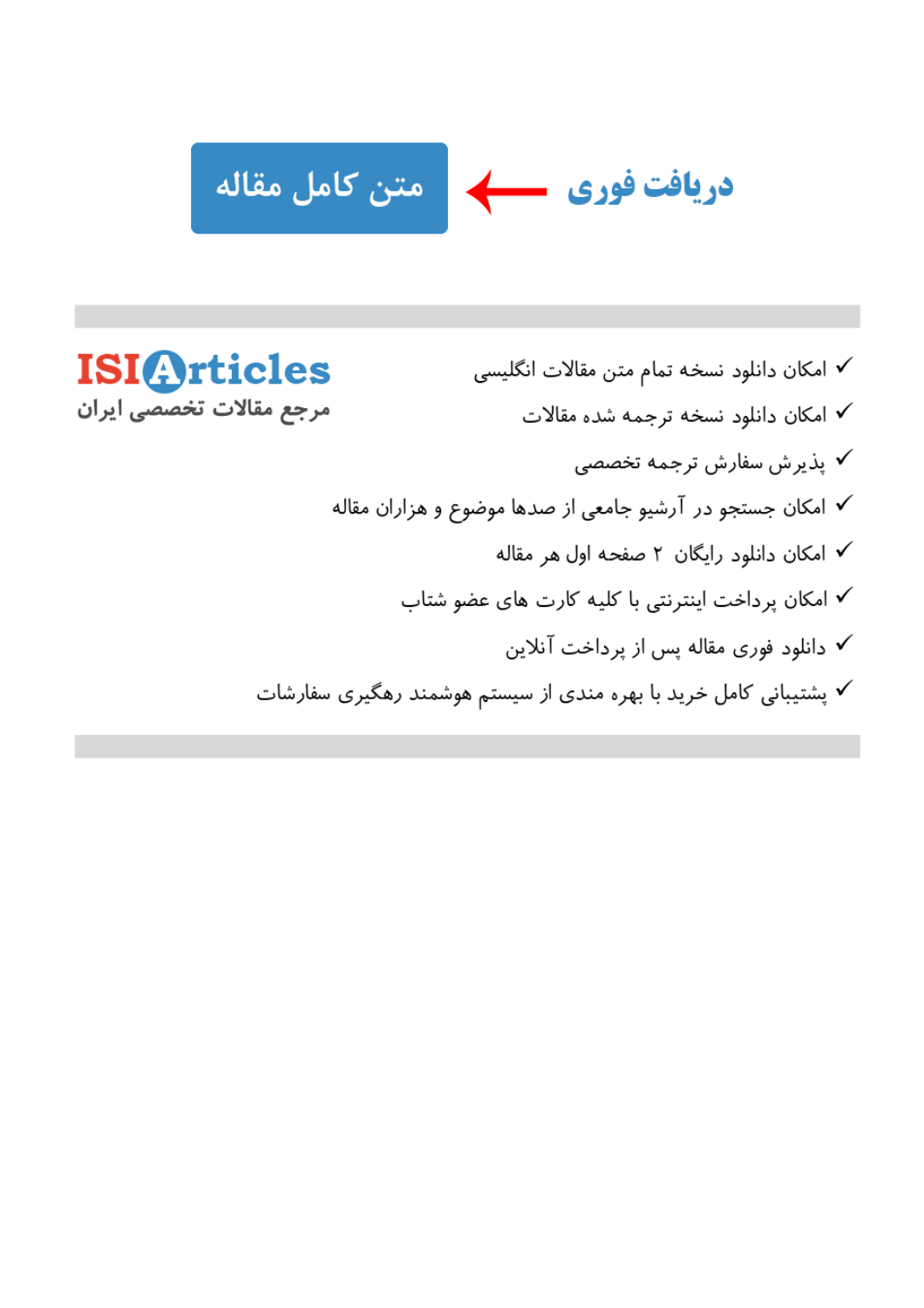دریافت فوری ← متن کامل مقاله

**ISIArticles**
مرجع مقالات تخصصی ایران

- ✓ امکان دانلود نسخه تمام متن مقالات انگلیسی
- ✓ امکان دانلود نسخه ترجمه شده مقالات
- ✓ پذیرش سفارش ترجمه تخصصی
- ✓ امکان جستجو در آرشیو جامعی از صدها موضوع و هزاران مقاله
- ✓ امکان دانلود رایگان ۲ صفحه اول هر مقاله
- ✓ امکان پرداخت اینترنتی با کلیه کارت های عضو شتاب
- ✓ دانلود فوری مقاله پس از پرداخت آنلاین
- ✓ پشتیبانی کامل خرید با بهره مندی از سیستم هوشمند رهگیری سفارشات